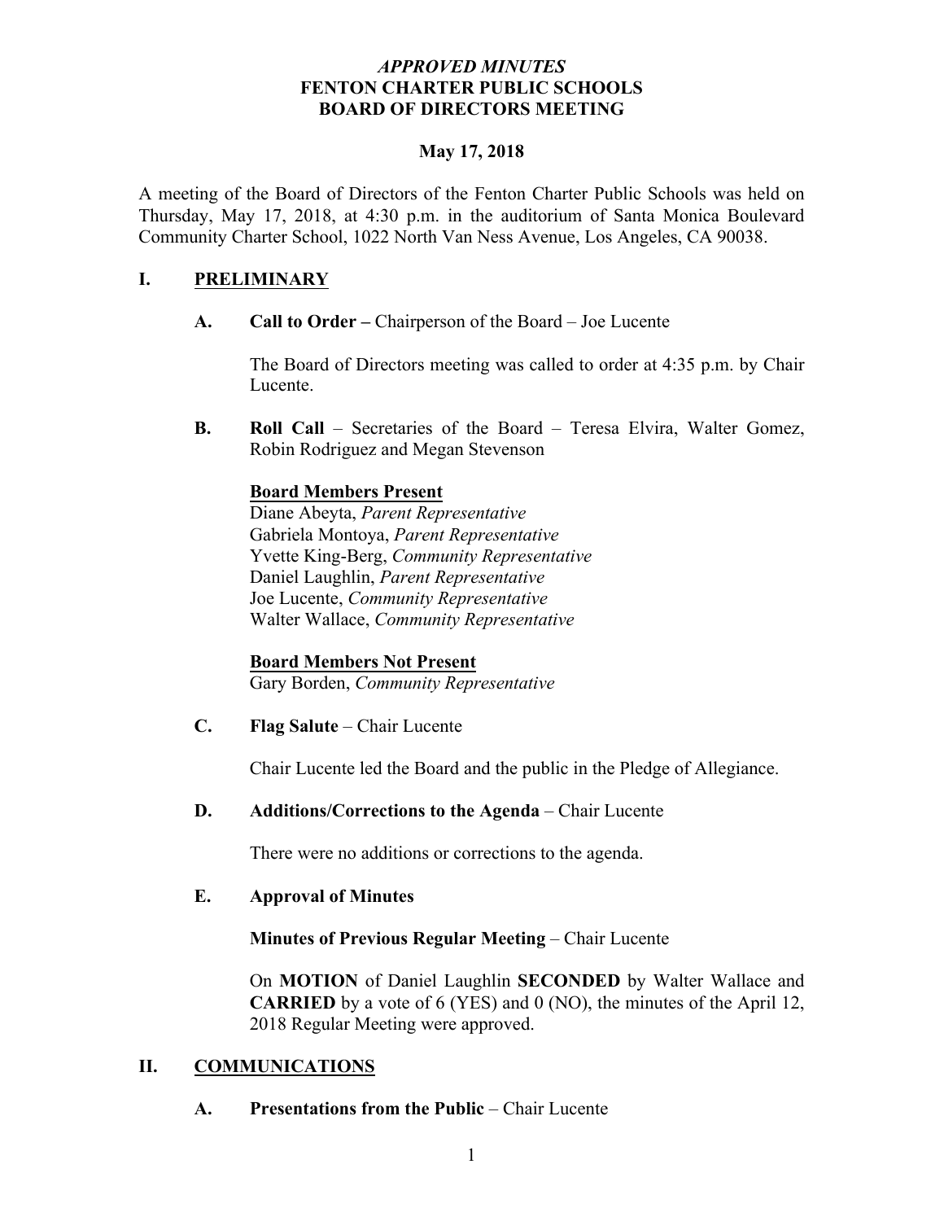*APPROVED MINUTES*
**FENTON CHARTER PUBLIC SCHOOLS**
**BOARD OF DIRECTORS MEETING**

**May 17, 2018**

A meeting of the Board of Directors of the Fenton Charter Public Schools was held on Thursday, May 17, 2018, at 4:30 p.m. in the auditorium of Santa Monica Boulevard Community Charter School, 1022 North Van Ness Avenue, Los Angeles, CA 90038.

## I. PRELIMINARY

**A. Call to Order –** Chairperson of the Board – Joe Lucente

The Board of Directors meeting was called to order at 4:35 p.m. by Chair Lucente.

**B. Roll Call** – Secretaries of the Board – Teresa Elvira, Walter Gomez, Robin Rodriguez and Megan Stevenson

**Board Members Present**
Diane Abeyta, *Parent Representative*
Gabriela Montoya, *Parent Representative*
Yvette King-Berg, *Community Representative*
Daniel Laughlin, *Parent Representative*
Joe Lucente, *Community Representative*
Walter Wallace, *Community Representative*

**Board Members Not Present**
Gary Borden, *Community Representative*

**C. Flag Salute** – Chair Lucente

Chair Lucente led the Board and the public in the Pledge of Allegiance.

**D. Additions/Corrections to the Agenda** – Chair Lucente

There were no additions or corrections to the agenda.

**E. Approval of Minutes**

**Minutes of Previous Regular Meeting** – Chair Lucente

On **MOTION** of Daniel Laughlin **SECONDED** by Walter Wallace and **CARRIED** by a vote of 6 (YES) and 0 (NO), the minutes of the April 12, 2018 Regular Meeting were approved.

## II. COMMUNICATIONS

**A. Presentations from the Public** – Chair Lucente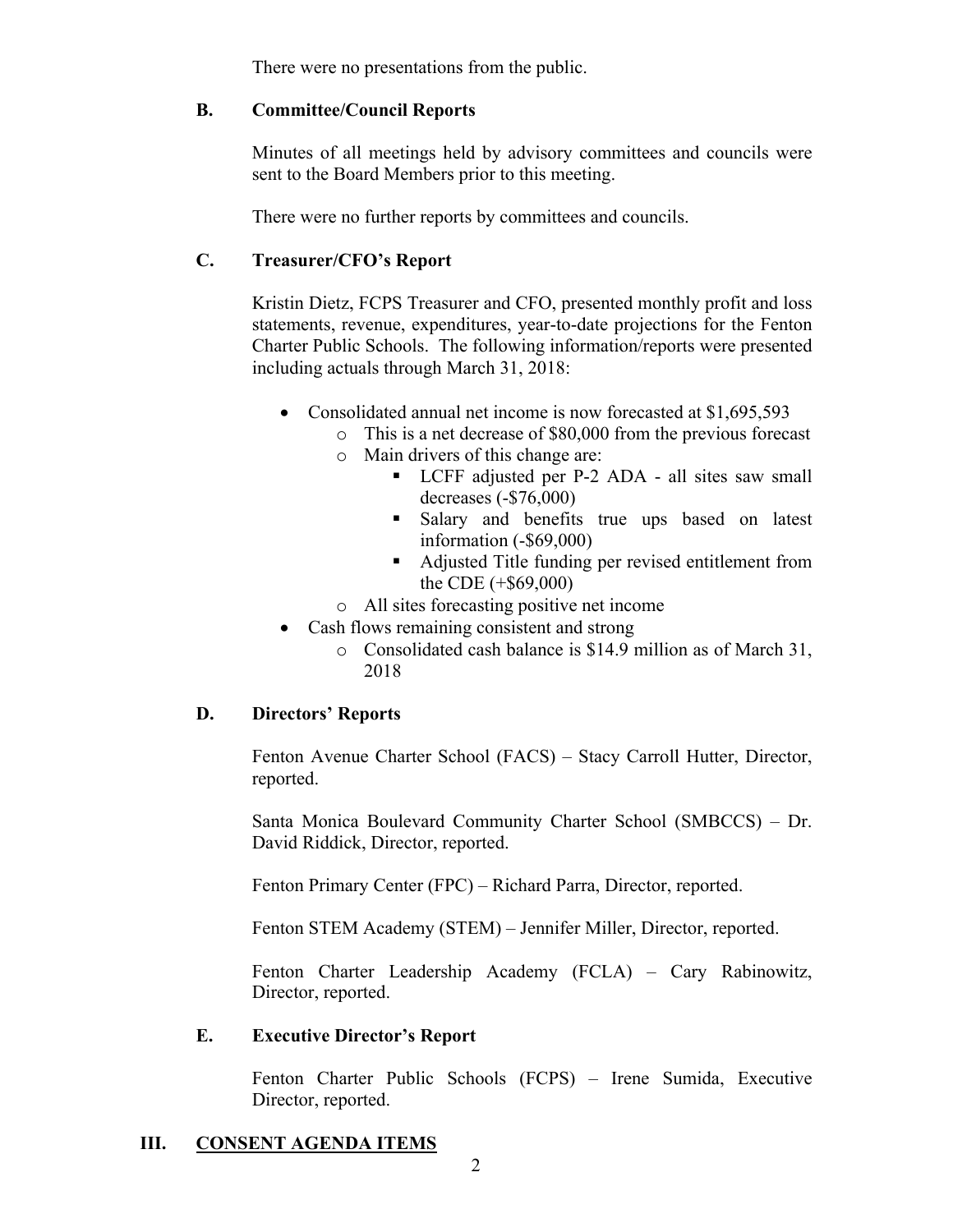There were no presentations from the public.

### B. Committee/Council Reports

Minutes of all meetings held by advisory committees and councils were sent to the Board Members prior to this meeting.

There were no further reports by committees and councils.

### C. Treasurer/CFO's Report

Kristin Dietz, FCPS Treasurer and CFO, presented monthly profit and loss statements, revenue, expenditures, year-to-date projections for the Fenton Charter Public Schools. The following information/reports were presented including actuals through March 31, 2018:

- Consolidated annual net income is now forecasted at $1,695,593
  - This is a net decrease of $80,000 from the previous forecast
  - Main drivers of this change are:
    - LCFF adjusted per P-2 ADA - all sites saw small decreases (-$76,000)
    - Salary and benefits true ups based on latest information (-$69,000)
    - Adjusted Title funding per revised entitlement from the CDE (+$69,000)
  - All sites forecasting positive net income
- Cash flows remaining consistent and strong
  - Consolidated cash balance is $14.9 million as of March 31, 2018

### D. Directors' Reports

Fenton Avenue Charter School (FACS) – Stacy Carroll Hutter, Director, reported.

Santa Monica Boulevard Community Charter School (SMBCCS) – Dr. David Riddick, Director, reported.

Fenton Primary Center (FPC) – Richard Parra, Director, reported.

Fenton STEM Academy (STEM) – Jennifer Miller, Director, reported.

Fenton Charter Leadership Academy (FCLA) – Cary Rabinowitz, Director, reported.

### E. Executive Director's Report

Fenton Charter Public Schools (FCPS) – Irene Sumida, Executive Director, reported.

## III. CONSENT AGENDA ITEMS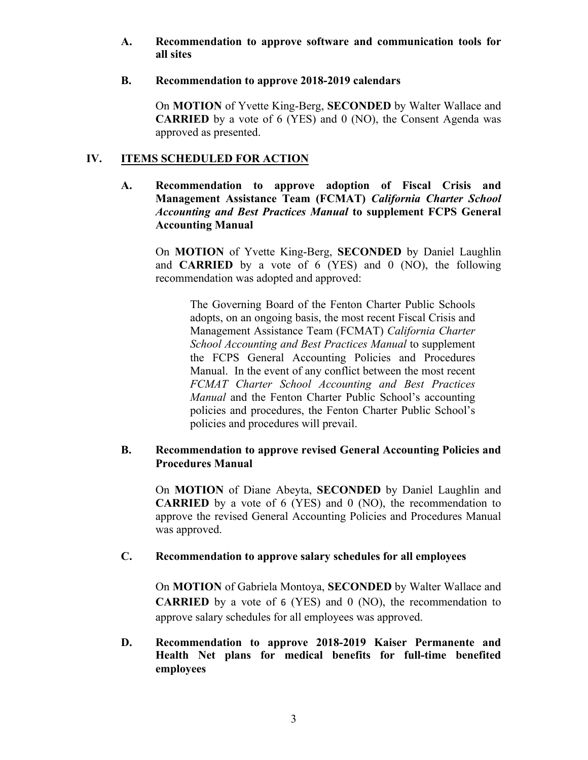**A. Recommendation to approve software and communication tools for all sites**

**B. Recommendation to approve 2018-2019 calendars**

On **MOTION** of Yvette King-Berg, **SECONDED** by Walter Wallace and **CARRIED** by a vote of 6 (YES) and 0 (NO), the Consent Agenda was approved as presented.

## IV. ITEMS SCHEDULED FOR ACTION

**A. Recommendation to approve adoption of Fiscal Crisis and Management Assistance Team (FCMAT) *California Charter School Accounting and Best Practices Manual* to supplement FCPS General Accounting Manual**

On **MOTION** of Yvette King-Berg, **SECONDED** by Daniel Laughlin and **CARRIED** by a vote of 6 (YES) and 0 (NO), the following recommendation was adopted and approved:

> The Governing Board of the Fenton Charter Public Schools adopts, on an ongoing basis, the most recent Fiscal Crisis and Management Assistance Team (FCMAT) *California Charter School Accounting and Best Practices Manual* to supplement the FCPS General Accounting Policies and Procedures Manual. In the event of any conflict between the most recent *FCMAT Charter School Accounting and Best Practices Manual* and the Fenton Charter Public School's accounting policies and procedures, the Fenton Charter Public School's policies and procedures will prevail.

**B. Recommendation to approve revised General Accounting Policies and Procedures Manual**

On **MOTION** of Diane Abeyta, **SECONDED** by Daniel Laughlin and **CARRIED** by a vote of 6 (YES) and 0 (NO), the recommendation to approve the revised General Accounting Policies and Procedures Manual was approved.

**C. Recommendation to approve salary schedules for all employees**

On **MOTION** of Gabriela Montoya, **SECONDED** by Walter Wallace and **CARRIED** by a vote of 6 (YES) and 0 (NO), the recommendation to approve salary schedules for all employees was approved.

**D. Recommendation to approve 2018-2019 Kaiser Permanente and Health Net plans for medical benefits for full-time benefited employees**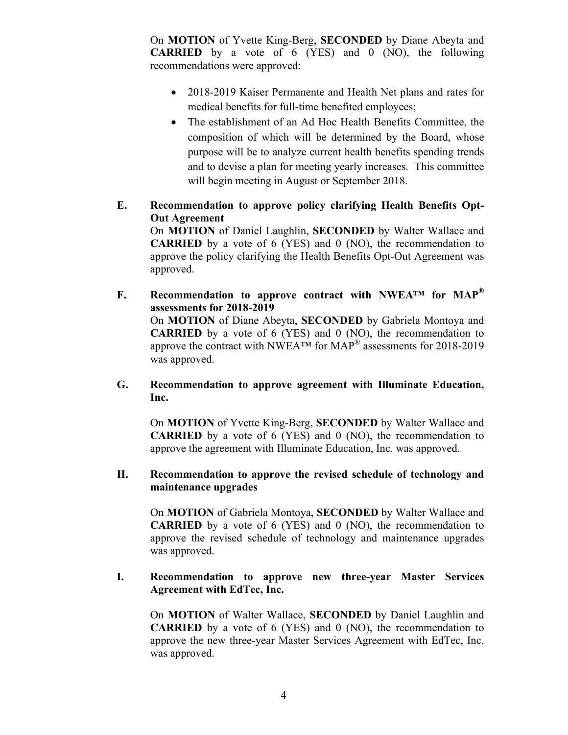On **MOTION** of Yvette King-Berg, **SECONDED** by Diane Abeyta and **CARRIED** by a vote of 6 (YES) and 0 (NO), the following recommendations were approved:

- 2018-2019 Kaiser Permanente and Health Net plans and rates for medical benefits for full-time benefited employees;
- The establishment of an Ad Hoc Health Benefits Committee, the composition of which will be determined by the Board, whose purpose will be to analyze current health benefits spending trends and to devise a plan for meeting yearly increases. This committee will begin meeting in August or September 2018.

**E. Recommendation to approve policy clarifying Health Benefits Opt-Out Agreement**

On **MOTION** of Daniel Laughlin, **SECONDED** by Walter Wallace and **CARRIED** by a vote of 6 (YES) and 0 (NO), the recommendation to approve the policy clarifying the Health Benefits Opt-Out Agreement was approved.

**F. Recommendation to approve contract with NWEA™ for MAP® assessments for 2018-2019**

On **MOTION** of Diane Abeyta, **SECONDED** by Gabriela Montoya and **CARRIED** by a vote of 6 (YES) and 0 (NO), the recommendation to approve the contract with NWEA™ for MAP® assessments for 2018-2019 was approved.

**G. Recommendation to approve agreement with Illuminate Education, Inc.**

On **MOTION** of Yvette King-Berg, **SECONDED** by Walter Wallace and **CARRIED** by a vote of 6 (YES) and 0 (NO), the recommendation to approve the agreement with Illuminate Education, Inc. was approved.

**H. Recommendation to approve the revised schedule of technology and maintenance upgrades**

On **MOTION** of Gabriela Montoya, **SECONDED** by Walter Wallace and **CARRIED** by a vote of 6 (YES) and 0 (NO), the recommendation to approve the revised schedule of technology and maintenance upgrades was approved.

**I. Recommendation to approve new three-year Master Services Agreement with EdTec, Inc.**

On **MOTION** of Walter Wallace, **SECONDED** by Daniel Laughlin and **CARRIED** by a vote of 6 (YES) and 0 (NO), the recommendation to approve the new three-year Master Services Agreement with EdTec, Inc. was approved.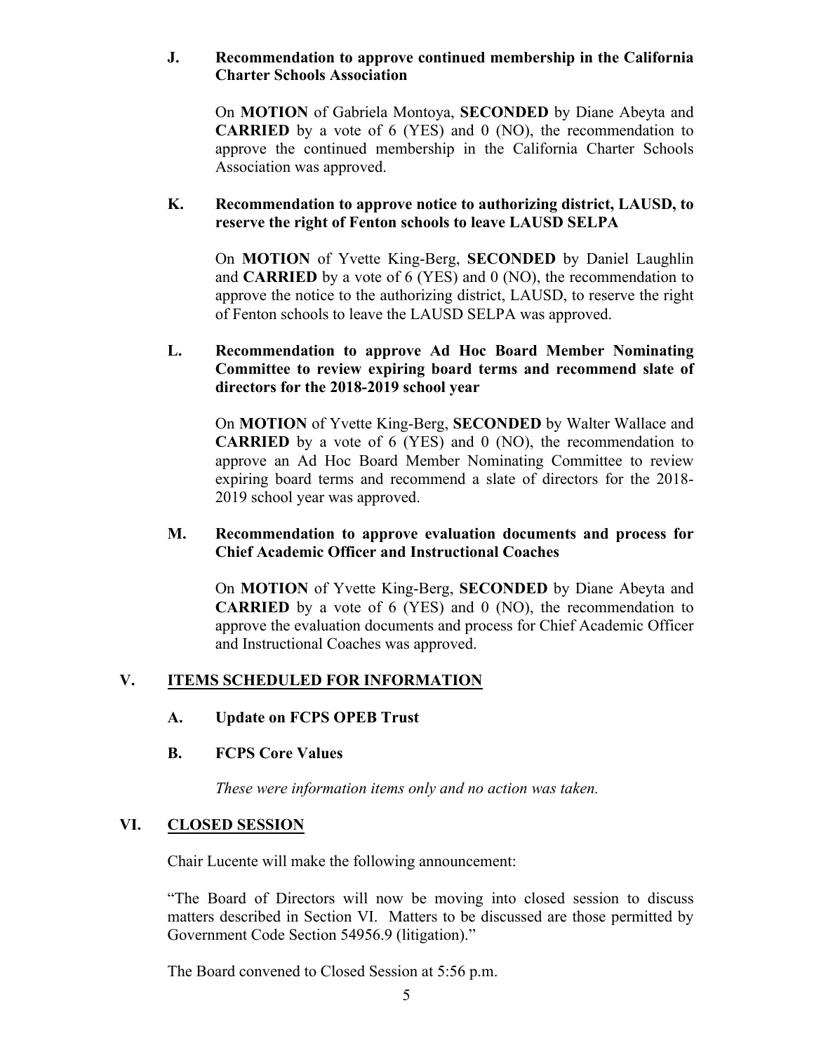**J. Recommendation to approve continued membership in the California Charter Schools Association**

On **MOTION** of Gabriela Montoya, **SECONDED** by Diane Abeyta and **CARRIED** by a vote of 6 (YES) and 0 (NO), the recommendation to approve the continued membership in the California Charter Schools Association was approved.

**K. Recommendation to approve notice to authorizing district, LAUSD, to reserve the right of Fenton schools to leave LAUSD SELPA**

On **MOTION** of Yvette King-Berg, **SECONDED** by Daniel Laughlin and **CARRIED** by a vote of 6 (YES) and 0 (NO), the recommendation to approve the notice to the authorizing district, LAUSD, to reserve the right of Fenton schools to leave the LAUSD SELPA was approved.

**L. Recommendation to approve Ad Hoc Board Member Nominating Committee to review expiring board terms and recommend slate of directors for the 2018-2019 school year**

On **MOTION** of Yvette King-Berg, **SECONDED** by Walter Wallace and **CARRIED** by a vote of 6 (YES) and 0 (NO), the recommendation to approve an Ad Hoc Board Member Nominating Committee to review expiring board terms and recommend a slate of directors for the 2018-2019 school year was approved.

**M. Recommendation to approve evaluation documents and process for Chief Academic Officer and Instructional Coaches**

On **MOTION** of Yvette King-Berg, **SECONDED** by Diane Abeyta and **CARRIED** by a vote of 6 (YES) and 0 (NO), the recommendation to approve the evaluation documents and process for Chief Academic Officer and Instructional Coaches was approved.

## V. ITEMS SCHEDULED FOR INFORMATION

**A. Update on FCPS OPEB Trust**

**B. FCPS Core Values**

*These were information items only and no action was taken.*

## VI. CLOSED SESSION

Chair Lucente will make the following announcement:

"The Board of Directors will now be moving into closed session to discuss matters described in Section VI. Matters to be discussed are those permitted by Government Code Section 54956.9 (litigation)."

The Board convened to Closed Session at 5:56 p.m.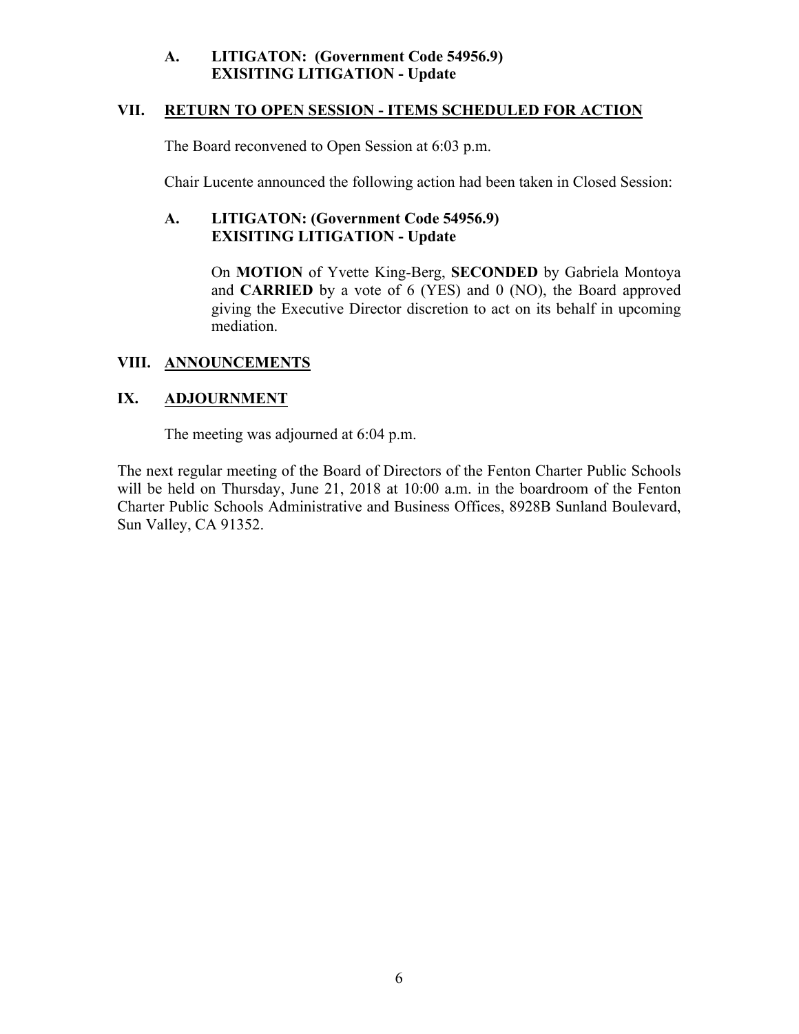**A. LITIGATON: (Government Code 54956.9)**
**EXISITING LITIGATION - Update**

## VII. RETURN TO OPEN SESSION - ITEMS SCHEDULED FOR ACTION

The Board reconvened to Open Session at 6:03 p.m.

Chair Lucente announced the following action had been taken in Closed Session:

**A. LITIGATON: (Government Code 54956.9)**
**EXISITING LITIGATION - Update**

On **MOTION** of Yvette King-Berg, **SECONDED** by Gabriela Montoya and **CARRIED** by a vote of 6 (YES) and 0 (NO), the Board approved giving the Executive Director discretion to act on its behalf in upcoming mediation.

## VIII. ANNOUNCEMENTS

## IX. ADJOURNMENT

The meeting was adjourned at 6:04 p.m.

The next regular meeting of the Board of Directors of the Fenton Charter Public Schools will be held on Thursday, June 21, 2018 at 10:00 a.m. in the boardroom of the Fenton Charter Public Schools Administrative and Business Offices, 8928B Sunland Boulevard, Sun Valley, CA 91352.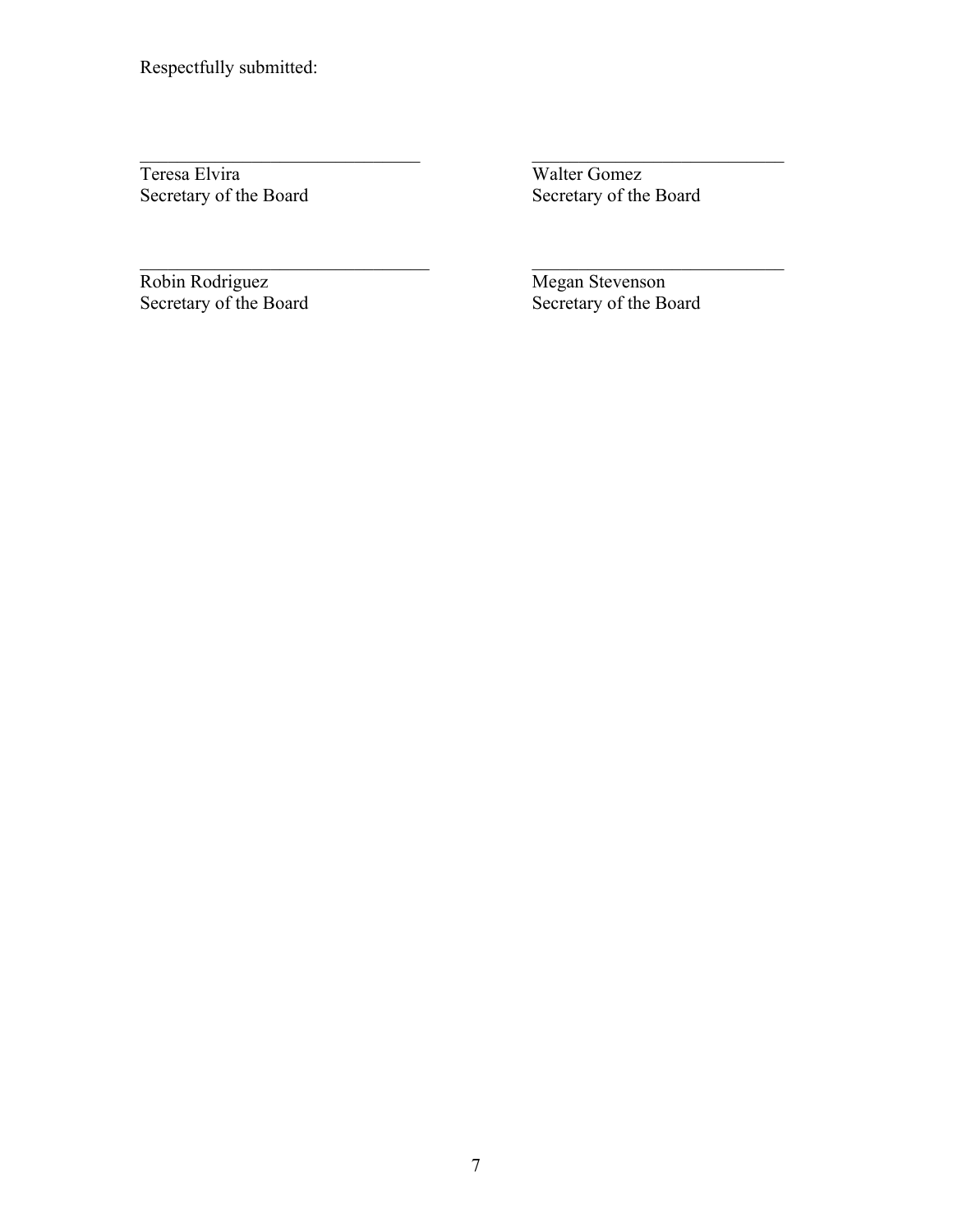Respectfully submitted:

| | |
|---|---|
| \_\_\_\_\_\_\_\_\_\_\_\_\_\_\_\_\_\_\_\_\_\_\_\_\_\_\_\_\_\_\_ | \_\_\_\_\_\_\_\_\_\_\_\_\_\_\_\_\_\_\_\_\_\_\_\_\_\_\_\_ |
| Teresa Elvira<br>Secretary of the Board | Walter Gomez<br>Secretary of the Board |
| \_\_\_\_\_\_\_\_\_\_\_\_\_\_\_\_\_\_\_\_\_\_\_\_\_\_\_\_\_\_\_\_ | \_\_\_\_\_\_\_\_\_\_\_\_\_\_\_\_\_\_\_\_\_\_\_\_\_\_\_\_ |
| Robin Rodriguez<br>Secretary of the Board | Megan Stevenson<br>Secretary of the Board |